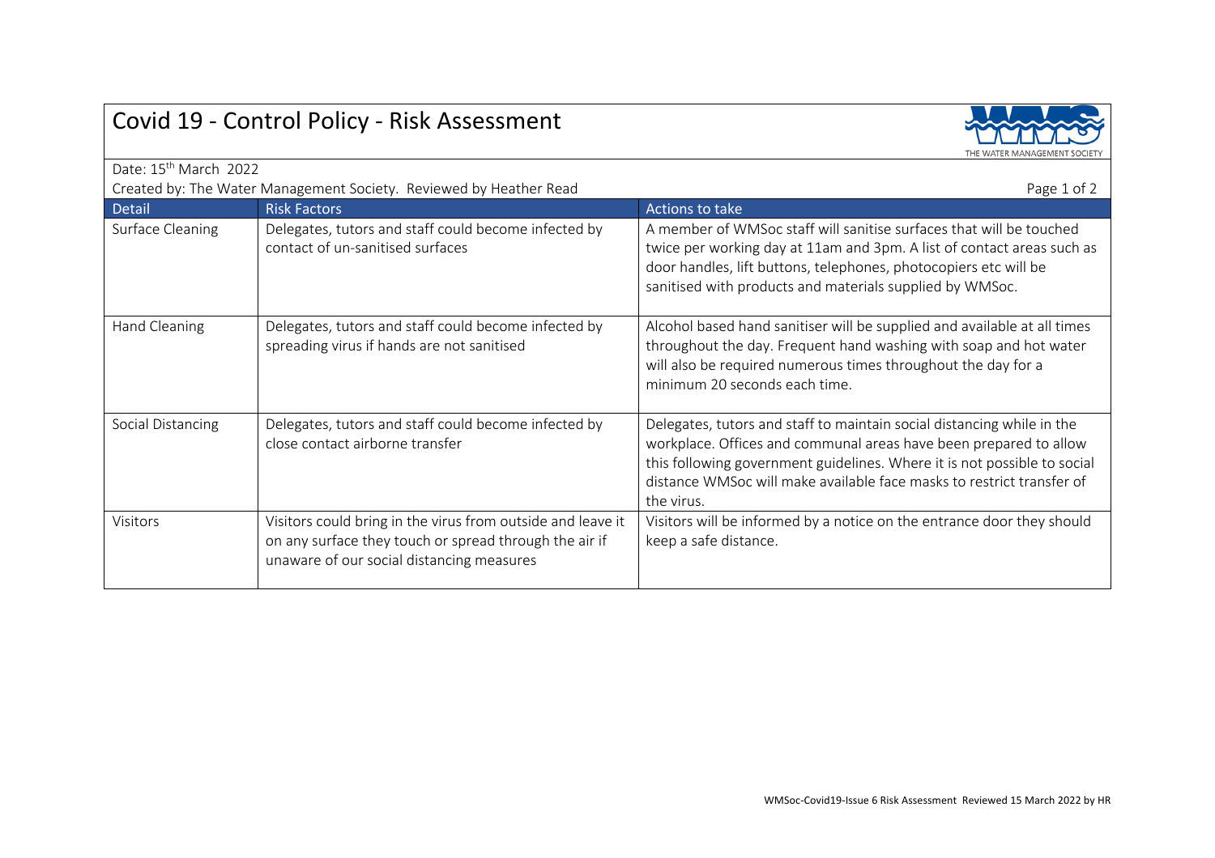# Covid 19 - Control Policy - Risk Assessment

Date: 15th March 2022

Created by: The Water Management Society. Reviewed by Heather Read

| Detail | Risk Factors | Actions to take |
| --- | --- | --- |
| Surface Cleaning | Delegates, tutors and staff could become infected by contact of un-sanitised surfaces | A member of WMSoc staff will sanitise surfaces that will be touched twice per working day at 11am and 3pm. A list of contact areas such as door handles, lift buttons, telephones, photocopiers etc will be sanitised with products and materials supplied by WMSoc. |
| Hand Cleaning | Delegates, tutors and staff could become infected by spreading virus if hands are not sanitised | Alcohol based hand sanitiser will be supplied and available at all times throughout the day. Frequent hand washing with soap and hot water will also be required numerous times throughout the day for a minimum 20 seconds each time. |
| Social Distancing | Delegates, tutors and staff could become infected by close contact airborne transfer | Delegates, tutors and staff to maintain social distancing while in the workplace. Offices and communal areas have been prepared to allow this following government guidelines. Where it is not possible to social distance WMSoc will make available face masks to restrict transfer of the virus. |
| Visitors | Visitors could bring in the virus from outside and leave it on any surface they touch or spread through the air if unaware of our social distancing measures | Visitors will be informed by a notice on the entrance door they should keep a safe distance. |

WMSoc-Covid19-Issue 6 Risk Assessment Reviewed 15 March 2022 by HR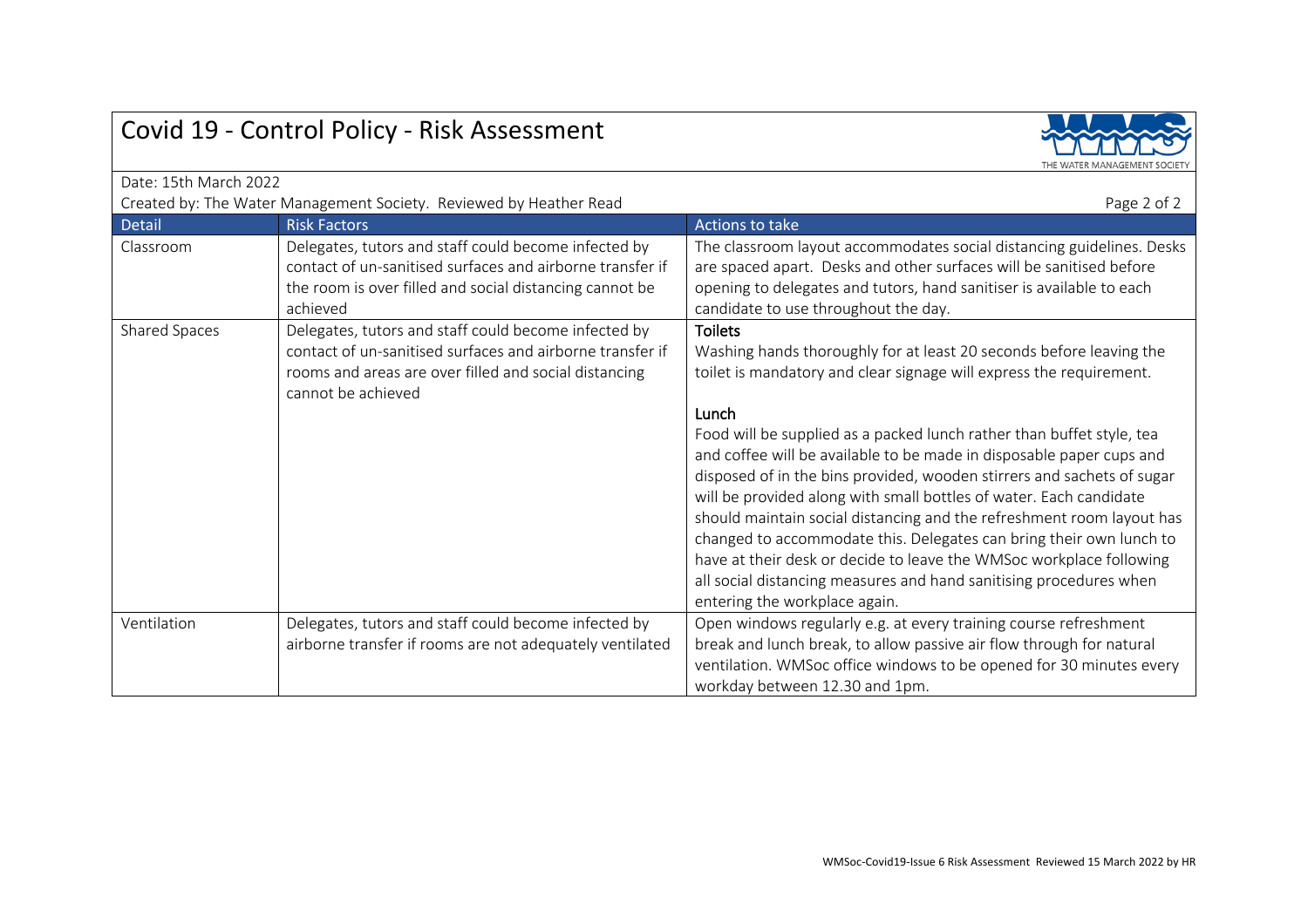# Covid 19 - Control Policy - Risk Assessment

Date: 15th March 2022

Created by: The Water Management Society. Reviewed by Heather Read

| Detail | Risk Factors | Actions to take |
|---|---|---|
| Classroom | Delegates, tutors and staff could become infected by contact of un-sanitised surfaces and airborne transfer if the room is over filled and social distancing cannot be achieved | The classroom layout accommodates social distancing guidelines. Desks are spaced apart. Desks and other surfaces will be sanitised before opening to delegates and tutors, hand sanitiser is available to each candidate to use throughout the day. |
| Shared Spaces | Delegates, tutors and staff could become infected by contact of un-sanitised surfaces and airborne transfer if rooms and areas are over filled and social distancing cannot be achieved | **Toilets**<br>Washing hands thoroughly for at least 20 seconds before leaving the toilet is mandatory and clear signage will express the requirement.<br><br>**Lunch**<br>Food will be supplied as a packed lunch rather than buffet style, tea and coffee will be available to be made in disposable paper cups and disposed of in the bins provided, wooden stirrers and sachets of sugar will be provided along with small bottles of water. Each candidate should maintain social distancing and the refreshment room layout has changed to accommodate this. Delegates can bring their own lunch to have at their desk or decide to leave the WMSoc workplace following all social distancing measures and hand sanitising procedures when entering the workplace again. |
| Ventilation | Delegates, tutors and staff could become infected by airborne transfer if rooms are not adequately ventilated | Open windows regularly e.g. at every training course refreshment break and lunch break, to allow passive air flow through for natural ventilation. WMSoc office windows to be opened for 30 minutes every workday between 12.30 and 1pm. |